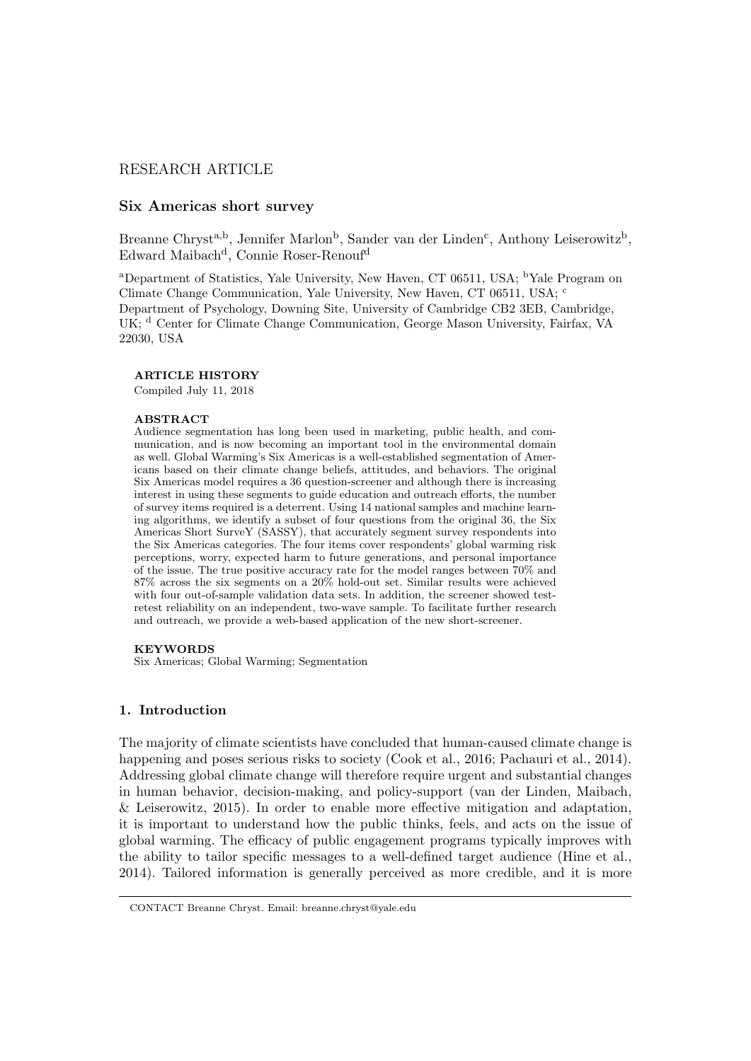RESEARCH ARTICLE

# Six Americas short survey

Breanne Chryst[a,b], Jennifer Marlon[b], Sander van der Linden[c], Anthony Leiserowitz[b], Edward Maibach[d], Connie Roser-Renouf[d]

[a]Department of Statistics, Yale University, New Haven, CT 06511, USA; [b]Yale Program on Climate Change Communication, Yale University, New Haven, CT 06511, USA; [c] Department of Psychology, Downing Site, University of Cambridge CB2 3EB, Cambridge, UK; [d] Center for Climate Change Communication, George Mason University, Fairfax, VA 22030, USA

**ARTICLE HISTORY**

Compiled July 11, 2018

**ABSTRACT**

Audience segmentation has long been used in marketing, public health, and communication, and is now becoming an important tool in the environmental domain as well. Global Warming's Six Americas is a well-established segmentation of Americans based on their climate change beliefs, attitudes, and behaviors. The original Six Americas model requires a 36 question-screener and although there is increasing interest in using these segments to guide education and outreach efforts, the number of survey items required is a deterrent. Using 14 national samples and machine learning algorithms, we identify a subset of four questions from the original 36, the Six Americas Short SurveY (SASSY), that accurately segment survey respondents into the Six Americas categories. The four items cover respondents' global warming risk perceptions, worry, expected harm to future generations, and personal importance of the issue. The true positive accuracy rate for the model ranges between 70% and 87% across the six segments on a 20% hold-out set. Similar results were achieved with four out-of-sample validation data sets. In addition, the screener showed test-retest reliability on an independent, two-wave sample. To facilitate further research and outreach, we provide a web-based application of the new short-screener.

**KEYWORDS**

Six Americas; Global Warming; Segmentation

## 1. Introduction

The majority of climate scientists have concluded that human-caused climate change is happening and poses serious risks to society (Cook et al., 2016; Pachauri et al., 2014). Addressing global climate change will therefore require urgent and substantial changes in human behavior, decision-making, and policy-support (van der Linden, Maibach, & Leiserowitz, 2015). In order to enable more effective mitigation and adaptation, it is important to understand how the public thinks, feels, and acts on the issue of global warming. The efficacy of public engagement programs typically improves with the ability to tailor specific messages to a well-defined target audience (Hine et al., 2014). Tailored information is generally perceived as more credible, and it is more

CONTACT Breanne Chryst. Email: breanne.chryst@yale.edu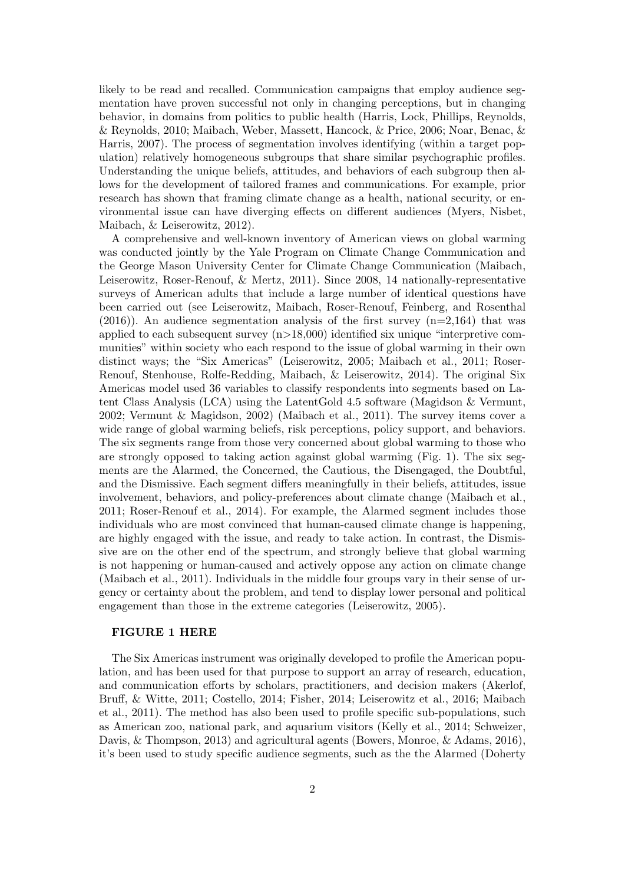likely to be read and recalled. Communication campaigns that employ audience segmentation have proven successful not only in changing perceptions, but in changing behavior, in domains from politics to public health (Harris, Lock, Phillips, Reynolds, & Reynolds, 2010; Maibach, Weber, Massett, Hancock, & Price, 2006; Noar, Benac, & Harris, 2007). The process of segmentation involves identifying (within a target population) relatively homogeneous subgroups that share similar psychographic profiles. Understanding the unique beliefs, attitudes, and behaviors of each subgroup then allows for the development of tailored frames and communications. For example, prior research has shown that framing climate change as a health, national security, or environmental issue can have diverging effects on different audiences (Myers, Nisbet, Maibach, & Leiserowitz, 2012).

A comprehensive and well-known inventory of American views on global warming was conducted jointly by the Yale Program on Climate Change Communication and the George Mason University Center for Climate Change Communication (Maibach, Leiserowitz, Roser-Renouf, & Mertz, 2011). Since 2008, 14 nationally-representative surveys of American adults that include a large number of identical questions have been carried out (see Leiserowitz, Maibach, Roser-Renouf, Feinberg, and Rosenthal (2016)). An audience segmentation analysis of the first survey (n=2,164) that was applied to each subsequent survey (n>18,000) identified six unique "interpretive communities" within society who each respond to the issue of global warming in their own distinct ways; the "Six Americas" (Leiserowitz, 2005; Maibach et al., 2011; Roser-Renouf, Stenhouse, Rolfe-Redding, Maibach, & Leiserowitz, 2014). The original Six Americas model used 36 variables to classify respondents into segments based on Latent Class Analysis (LCA) using the LatentGold 4.5 software (Magidson & Vermunt, 2002; Vermunt & Magidson, 2002) (Maibach et al., 2011). The survey items cover a wide range of global warming beliefs, risk perceptions, policy support, and behaviors. The six segments range from those very concerned about global warming to those who are strongly opposed to taking action against global warming (Fig. 1). The six segments are the Alarmed, the Concerned, the Cautious, the Disengaged, the Doubtful, and the Dismissive. Each segment differs meaningfully in their beliefs, attitudes, issue involvement, behaviors, and policy-preferences about climate change (Maibach et al., 2011; Roser-Renouf et al., 2014). For example, the Alarmed segment includes those individuals who are most convinced that human-caused climate change is happening, are highly engaged with the issue, and ready to take action. In contrast, the Dismissive are on the other end of the spectrum, and strongly believe that global warming is not happening or human-caused and actively oppose any action on climate change (Maibach et al., 2011). Individuals in the middle four groups vary in their sense of urgency or certainty about the problem, and tend to display lower personal and political engagement than those in the extreme categories (Leiserowitz, 2005).

**FIGURE 1 HERE**

The Six Americas instrument was originally developed to profile the American population, and has been used for that purpose to support an array of research, education, and communication efforts by scholars, practitioners, and decision makers (Akerlof, Bruff, & Witte, 2011; Costello, 2014; Fisher, 2014; Leiserowitz et al., 2016; Maibach et al., 2011). The method has also been used to profile specific sub-populations, such as American zoo, national park, and aquarium visitors (Kelly et al., 2014; Schweizer, Davis, & Thompson, 2013) and agricultural agents (Bowers, Monroe, & Adams, 2016), it's been used to study specific audience segments, such as the the Alarmed (Doherty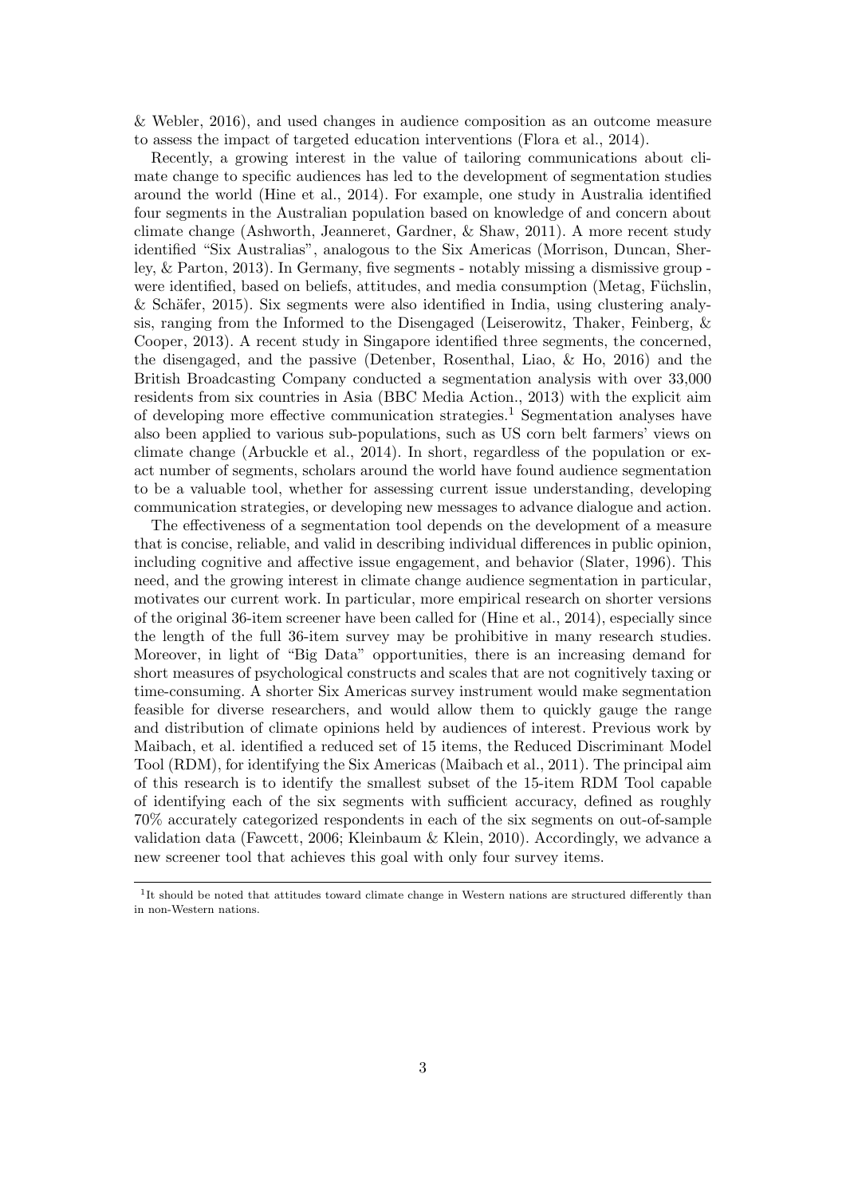& Webler, 2016), and used changes in audience composition as an outcome measure to assess the impact of targeted education interventions (Flora et al., 2014).

Recently, a growing interest in the value of tailoring communications about climate change to specific audiences has led to the development of segmentation studies around the world (Hine et al., 2014). For example, one study in Australia identified four segments in the Australian population based on knowledge of and concern about climate change (Ashworth, Jeanneret, Gardner, & Shaw, 2011). A more recent study identified "Six Australias", analogous to the Six Americas (Morrison, Duncan, Sherley, & Parton, 2013). In Germany, five segments - notably missing a dismissive group - were identified, based on beliefs, attitudes, and media consumption (Metag, Füchslin, & Schäfer, 2015). Six segments were also identified in India, using clustering analysis, ranging from the Informed to the Disengaged (Leiserowitz, Thaker, Feinberg, & Cooper, 2013). A recent study in Singapore identified three segments, the concerned, the disengaged, and the passive (Detenber, Rosenthal, Liao, & Ho, 2016) and the British Broadcasting Company conducted a segmentation analysis with over 33,000 residents from six countries in Asia (BBC Media Action., 2013) with the explicit aim of developing more effective communication strategies.[1] Segmentation analyses have also been applied to various sub-populations, such as US corn belt farmers' views on climate change (Arbuckle et al., 2014). In short, regardless of the population or exact number of segments, scholars around the world have found audience segmentation to be a valuable tool, whether for assessing current issue understanding, developing communication strategies, or developing new messages to advance dialogue and action.

The effectiveness of a segmentation tool depends on the development of a measure that is concise, reliable, and valid in describing individual differences in public opinion, including cognitive and affective issue engagement, and behavior (Slater, 1996). This need, and the growing interest in climate change audience segmentation in particular, motivates our current work. In particular, more empirical research on shorter versions of the original 36-item screener have been called for (Hine et al., 2014), especially since the length of the full 36-item survey may be prohibitive in many research studies. Moreover, in light of "Big Data" opportunities, there is an increasing demand for short measures of psychological constructs and scales that are not cognitively taxing or time-consuming. A shorter Six Americas survey instrument would make segmentation feasible for diverse researchers, and would allow them to quickly gauge the range and distribution of climate opinions held by audiences of interest. Previous work by Maibach, et al. identified a reduced set of 15 items, the Reduced Discriminant Model Tool (RDM), for identifying the Six Americas (Maibach et al., 2011). The principal aim of this research is to identify the smallest subset of the 15-item RDM Tool capable of identifying each of the six segments with sufficient accuracy, defined as roughly 70% accurately categorized respondents in each of the six segments on out-of-sample validation data (Fawcett, 2006; Kleinbaum & Klein, 2010). Accordingly, we advance a new screener tool that achieves this goal with only four survey items.

[1] It should be noted that attitudes toward climate change in Western nations are structured differently than in non-Western nations.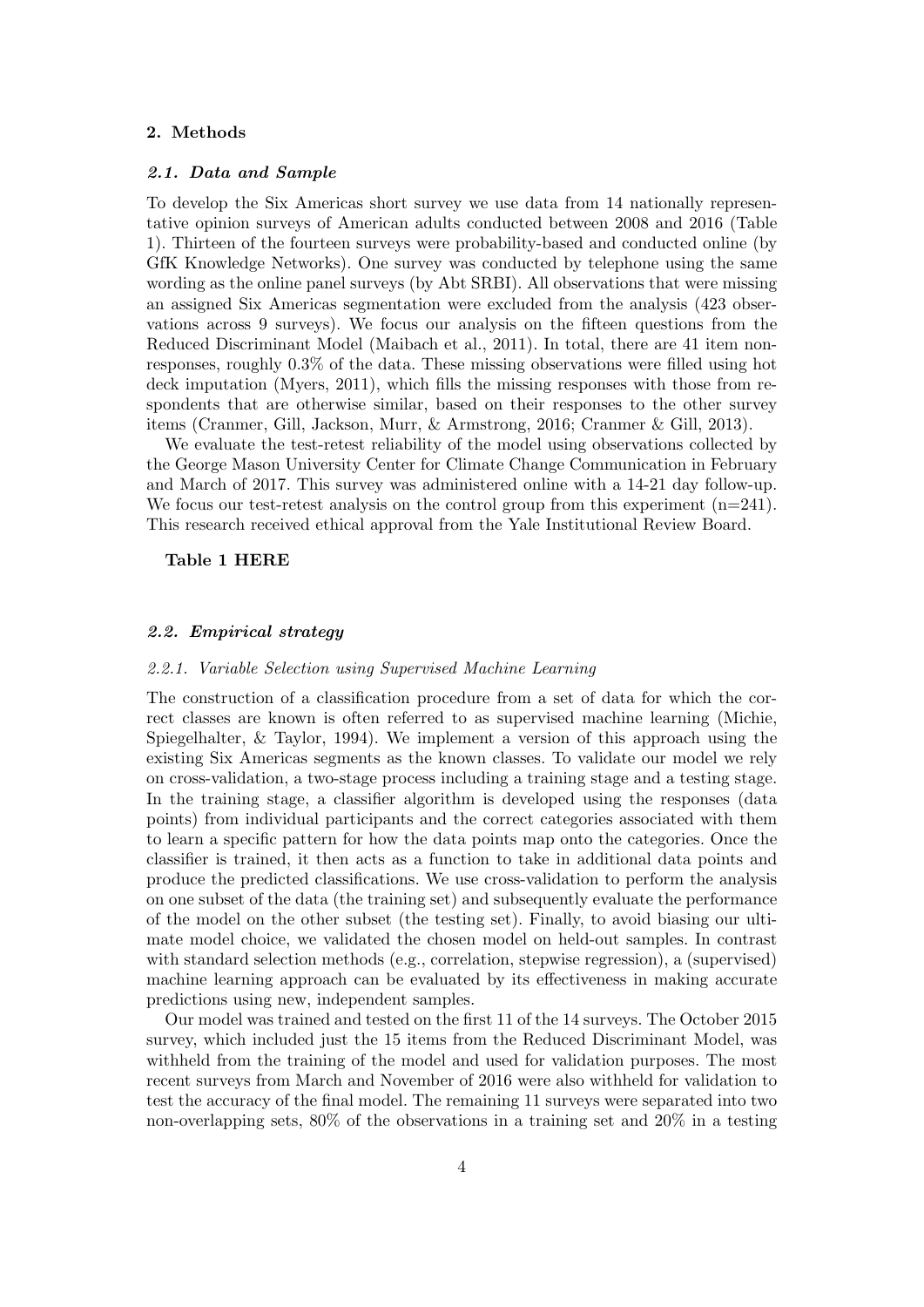## 2. Methods

### *2.1. Data and Sample*

To develop the Six Americas short survey we use data from 14 nationally representative opinion surveys of American adults conducted between 2008 and 2016 (Table 1). Thirteen of the fourteen surveys were probability-based and conducted online (by GfK Knowledge Networks). One survey was conducted by telephone using the same wording as the online panel surveys (by Abt SRBI). All observations that were missing an assigned Six Americas segmentation were excluded from the analysis (423 observations across 9 surveys). We focus our analysis on the fifteen questions from the Reduced Discriminant Model (Maibach et al., 2011). In total, there are 41 item non-responses, roughly 0.3% of the data. These missing observations were filled using hot deck imputation (Myers, 2011), which fills the missing responses with those from respondents that are otherwise similar, based on their responses to the other survey items (Cranmer, Gill, Jackson, Murr, & Armstrong, 2016; Cranmer & Gill, 2013).

We evaluate the test-retest reliability of the model using observations collected by the George Mason University Center for Climate Change Communication in February and March of 2017. This survey was administered online with a 14-21 day follow-up. We focus our test-retest analysis on the control group from this experiment (n=241). This research received ethical approval from the Yale Institutional Review Board.

**Table 1 HERE**

### *2.2. Empirical strategy*

#### *2.2.1. Variable Selection using Supervised Machine Learning*

The construction of a classification procedure from a set of data for which the correct classes are known is often referred to as supervised machine learning (Michie, Spiegelhalter, & Taylor, 1994). We implement a version of this approach using the existing Six Americas segments as the known classes. To validate our model we rely on cross-validation, a two-stage process including a training stage and a testing stage. In the training stage, a classifier algorithm is developed using the responses (data points) from individual participants and the correct categories associated with them to learn a specific pattern for how the data points map onto the categories. Once the classifier is trained, it then acts as a function to take in additional data points and produce the predicted classifications. We use cross-validation to perform the analysis on one subset of the data (the training set) and subsequently evaluate the performance of the model on the other subset (the testing set). Finally, to avoid biasing our ultimate model choice, we validated the chosen model on held-out samples. In contrast with standard selection methods (e.g., correlation, stepwise regression), a (supervised) machine learning approach can be evaluated by its effectiveness in making accurate predictions using new, independent samples.

Our model was trained and tested on the first 11 of the 14 surveys. The October 2015 survey, which included just the 15 items from the Reduced Discriminant Model, was withheld from the training of the model and used for validation purposes. The most recent surveys from March and November of 2016 were also withheld for validation to test the accuracy of the final model. The remaining 11 surveys were separated into two non-overlapping sets, 80% of the observations in a training set and 20% in a testing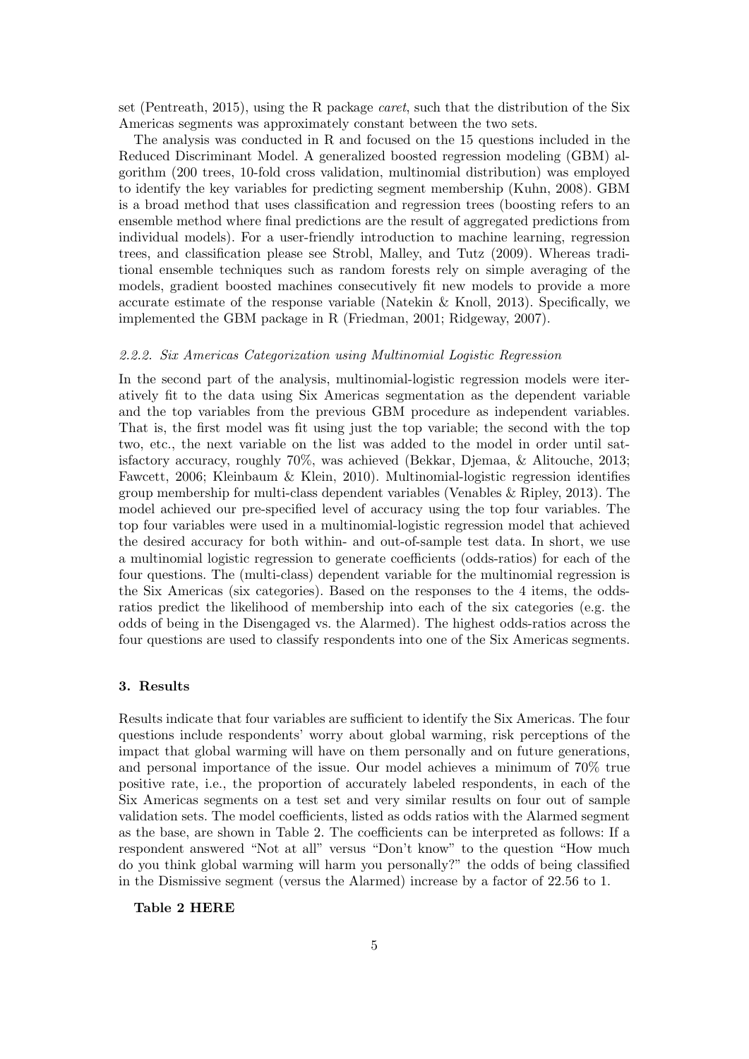set (Pentreath, 2015), using the R package *caret*, such that the distribution of the Six Americas segments was approximately constant between the two sets.

The analysis was conducted in R and focused on the 15 questions included in the Reduced Discriminant Model. A generalized boosted regression modeling (GBM) algorithm (200 trees, 10-fold cross validation, multinomial distribution) was employed to identify the key variables for predicting segment membership (Kuhn, 2008). GBM is a broad method that uses classification and regression trees (boosting refers to an ensemble method where final predictions are the result of aggregated predictions from individual models). For a user-friendly introduction to machine learning, regression trees, and classification please see Strobl, Malley, and Tutz (2009). Whereas traditional ensemble techniques such as random forests rely on simple averaging of the models, gradient boosted machines consecutively fit new models to provide a more accurate estimate of the response variable (Natekin & Knoll, 2013). Specifically, we implemented the GBM package in R (Friedman, 2001; Ridgeway, 2007).

### *2.2.2. Six Americas Categorization using Multinomial Logistic Regression*

In the second part of the analysis, multinomial-logistic regression models were iteratively fit to the data using Six Americas segmentation as the dependent variable and the top variables from the previous GBM procedure as independent variables. That is, the first model was fit using just the top variable; the second with the top two, etc., the next variable on the list was added to the model in order until satisfactory accuracy, roughly 70%, was achieved (Bekkar, Djemaa, & Alitouche, 2013; Fawcett, 2006; Kleinbaum & Klein, 2010). Multinomial-logistic regression identifies group membership for multi-class dependent variables (Venables & Ripley, 2013). The model achieved our pre-specified level of accuracy using the top four variables. The top four variables were used in a multinomial-logistic regression model that achieved the desired accuracy for both within- and out-of-sample test data. In short, we use a multinomial logistic regression to generate coefficients (odds-ratios) for each of the four questions. The (multi-class) dependent variable for the multinomial regression is the Six Americas (six categories). Based on the responses to the 4 items, the odds-ratios predict the likelihood of membership into each of the six categories (e.g. the odds of being in the Disengaged vs. the Alarmed). The highest odds-ratios across the four questions are used to classify respondents into one of the Six Americas segments.

## 3. Results

Results indicate that four variables are sufficient to identify the Six Americas. The four questions include respondents' worry about global warming, risk perceptions of the impact that global warming will have on them personally and on future generations, and personal importance of the issue. Our model achieves a minimum of 70% true positive rate, i.e., the proportion of accurately labeled respondents, in each of the Six Americas segments on a test set and very similar results on four out of sample validation sets. The model coefficients, listed as odds ratios with the Alarmed segment as the base, are shown in Table 2. The coefficients can be interpreted as follows: If a respondent answered "Not at all" versus "Don't know" to the question "How much do you think global warming will harm you personally?" the odds of being classified in the Dismissive segment (versus the Alarmed) increase by a factor of 22.56 to 1.

**Table 2 HERE**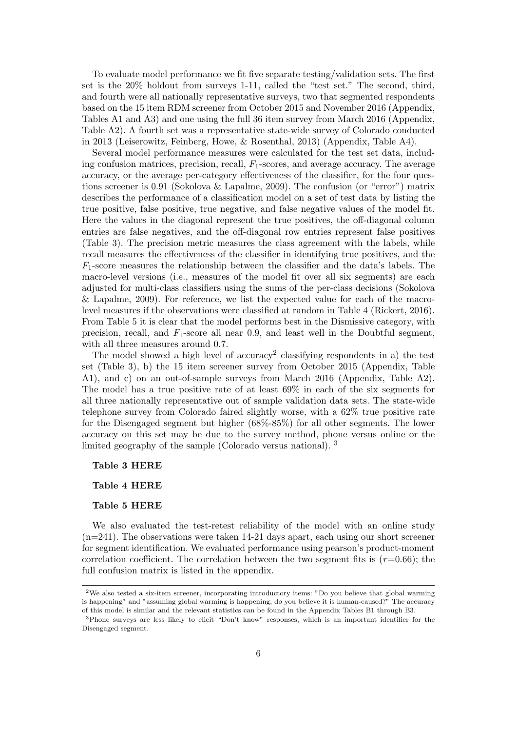To evaluate model performance we fit five separate testing/validation sets. The first set is the 20% holdout from surveys 1-11, called the "test set." The second, third, and fourth were all nationally representative surveys, two that segmented respondents based on the 15 item RDM screener from October 2015 and November 2016 (Appendix, Tables A1 and A3) and one using the full 36 item survey from March 2016 (Appendix, Table A2). A fourth set was a representative state-wide survey of Colorado conducted in 2013 (Leiserowitz, Feinberg, Howe, & Rosenthal, 2013) (Appendix, Table A4).

Several model performance measures were calculated for the test set data, including confusion matrices, precision, recall, $F_1$-scores, and average accuracy. The average accuracy, or the average per-category effectiveness of the classifier, for the four questions screener is 0.91 (Sokolova & Lapalme, 2009). The confusion (or "error") matrix describes the performance of a classification model on a set of test data by listing the true positive, false positive, true negative, and false negative values of the model fit. Here the values in the diagonal represent the true positives, the off-diagonal column entries are false negatives, and the off-diagonal row entries represent false positives (Table 3). The precision metric measures the class agreement with the labels, while recall measures the effectiveness of the classifier in identifying true positives, and the $F_1$-score measures the relationship between the classifier and the data's labels. The macro-level versions (i.e., measures of the model fit over all six segments) are each adjusted for multi-class classifiers using the sums of the per-class decisions (Sokolova & Lapalme, 2009). For reference, we list the expected value for each of the macro-level measures if the observations were classified at random in Table 4 (Rickert, 2016). From Table 5 it is clear that the model performs best in the Dismissive category, with precision, recall, and $F_1$-score all near 0.9, and least well in the Doubtful segment, with all three measures around 0.7.

The model showed a high level of accuracy[2] classifying respondents in a) the test set (Table 3), b) the 15 item screener survey from October 2015 (Appendix, Table A1), and c) on an out-of-sample surveys from March 2016 (Appendix, Table A2). The model has a true positive rate of at least 69% in each of the six segments for all three nationally representative out of sample validation data sets. The state-wide telephone survey from Colorado faired slightly worse, with a 62% true positive rate for the Disengaged segment but higher (68%-85%) for all other segments. The lower accuracy on this set may be due to the survey method, phone versus online or the limited geography of the sample (Colorado versus national). [3]

**Table 3 HERE**

**Table 4 HERE**

**Table 5 HERE**

We also evaluated the test-retest reliability of the model with an online study (n=241). The observations were taken 14-21 days apart, each using our short screener for segment identification. We evaluated performance using pearson's product-moment correlation coefficient. The correlation between the two segment fits is ($r$=0.66); the full confusion matrix is listed in the appendix.

---

[2] We also tested a six-item screener, incorporating introductory items: "Do you believe that global warming is happening" and "assuming global warming is happening, do you believe it is human-caused?" The accuracy of this model is similar and the relevant statistics can be found in the Appendix Tables B1 through B3.

[3] Phone surveys are less likely to elicit "Don't know" responses, which is an important identifier for the Disengaged segment.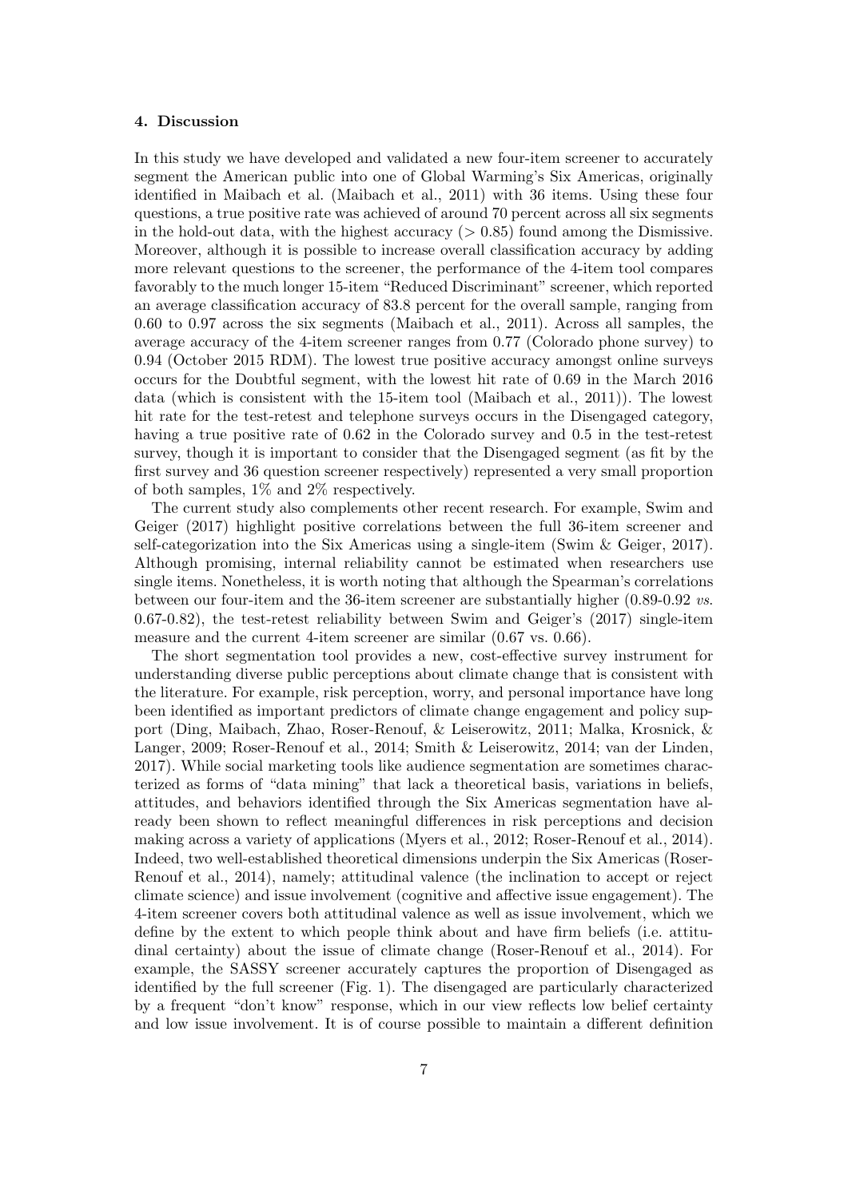## 4. Discussion

In this study we have developed and validated a new four-item screener to accurately segment the American public into one of Global Warming's Six Americas, originally identified in Maibach et al. (Maibach et al., 2011) with 36 items. Using these four questions, a true positive rate was achieved of around 70 percent across all six segments in the hold-out data, with the highest accuracy ($> 0.85$) found among the Dismissive. Moreover, although it is possible to increase overall classification accuracy by adding more relevant questions to the screener, the performance of the 4-item tool compares favorably to the much longer 15-item "Reduced Discriminant" screener, which reported an average classification accuracy of 83.8 percent for the overall sample, ranging from 0.60 to 0.97 across the six segments (Maibach et al., 2011). Across all samples, the average accuracy of the 4-item screener ranges from 0.77 (Colorado phone survey) to 0.94 (October 2015 RDM). The lowest true positive accuracy amongst online surveys occurs for the Doubtful segment, with the lowest hit rate of 0.69 in the March 2016 data (which is consistent with the 15-item tool (Maibach et al., 2011)). The lowest hit rate for the test-retest and telephone surveys occurs in the Disengaged category, having a true positive rate of 0.62 in the Colorado survey and 0.5 in the test-retest survey, though it is important to consider that the Disengaged segment (as fit by the first survey and 36 question screener respectively) represented a very small proportion of both samples, 1% and 2% respectively.

The current study also complements other recent research. For example, Swim and Geiger (2017) highlight positive correlations between the full 36-item screener and self-categorization into the Six Americas using a single-item (Swim & Geiger, 2017). Although promising, internal reliability cannot be estimated when researchers use single items. Nonetheless, it is worth noting that although the Spearman's correlations between our four-item and the 36-item screener are substantially higher (0.89-0.92 *vs.* 0.67-0.82), the test-retest reliability between Swim and Geiger's (2017) single-item measure and the current 4-item screener are similar (0.67 vs. 0.66).

The short segmentation tool provides a new, cost-effective survey instrument for understanding diverse public perceptions about climate change that is consistent with the literature. For example, risk perception, worry, and personal importance have long been identified as important predictors of climate change engagement and policy support (Ding, Maibach, Zhao, Roser-Renouf, & Leiserowitz, 2011; Malka, Krosnick, & Langer, 2009; Roser-Renouf et al., 2014; Smith & Leiserowitz, 2014; van der Linden, 2017). While social marketing tools like audience segmentation are sometimes characterized as forms of "data mining" that lack a theoretical basis, variations in beliefs, attitudes, and behaviors identified through the Six Americas segmentation have already been shown to reflect meaningful differences in risk perceptions and decision making across a variety of applications (Myers et al., 2012; Roser-Renouf et al., 2014). Indeed, two well-established theoretical dimensions underpin the Six Americas (Roser-Renouf et al., 2014), namely; attitudinal valence (the inclination to accept or reject climate science) and issue involvement (cognitive and affective issue engagement). The 4-item screener covers both attitudinal valence as well as issue involvement, which we define by the extent to which people think about and have firm beliefs (i.e. attitudinal certainty) about the issue of climate change (Roser-Renouf et al., 2014). For example, the SASSY screener accurately captures the proportion of Disengaged as identified by the full screener (Fig. 1). The disengaged are particularly characterized by a frequent "don't know" response, which in our view reflects low belief certainty and low issue involvement. It is of course possible to maintain a different definition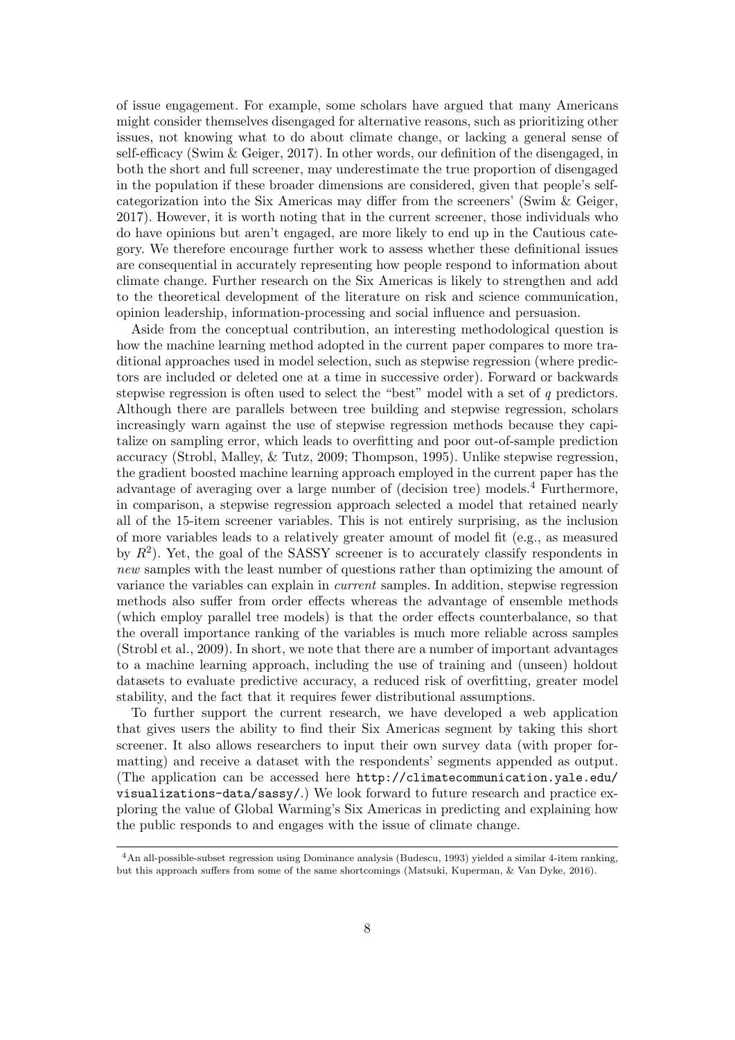of issue engagement. For example, some scholars have argued that many Americans might consider themselves disengaged for alternative reasons, such as prioritizing other issues, not knowing what to do about climate change, or lacking a general sense of self-efficacy (Swim & Geiger, 2017). In other words, our definition of the disengaged, in both the short and full screener, may underestimate the true proportion of disengaged in the population if these broader dimensions are considered, given that people's self-categorization into the Six Americas may differ from the screeners' (Swim & Geiger, 2017). However, it is worth noting that in the current screener, those individuals who do have opinions but aren't engaged, are more likely to end up in the Cautious category. We therefore encourage further work to assess whether these definitional issues are consequential in accurately representing how people respond to information about climate change. Further research on the Six Americas is likely to strengthen and add to the theoretical development of the literature on risk and science communication, opinion leadership, information-processing and social influence and persuasion.

Aside from the conceptual contribution, an interesting methodological question is how the machine learning method adopted in the current paper compares to more traditional approaches used in model selection, such as stepwise regression (where predictors are included or deleted one at a time in successive order). Forward or backwards stepwise regression is often used to select the "best" model with a set of $q$ predictors. Although there are parallels between tree building and stepwise regression, scholars increasingly warn against the use of stepwise regression methods because they capitalize on sampling error, which leads to overfitting and poor out-of-sample prediction accuracy (Strobl, Malley, & Tutz, 2009; Thompson, 1995). Unlike stepwise regression, the gradient boosted machine learning approach employed in the current paper has the advantage of averaging over a large number of (decision tree) models.[4] Furthermore, in comparison, a stepwise regression approach selected a model that retained nearly all of the 15-item screener variables. This is not entirely surprising, as the inclusion of more variables leads to a relatively greater amount of model fit (e.g., as measured by $R^2$). Yet, the goal of the SASSY screener is to accurately classify respondents in *new* samples with the least number of questions rather than optimizing the amount of variance the variables can explain in *current* samples. In addition, stepwise regression methods also suffer from order effects whereas the advantage of ensemble methods (which employ parallel tree models) is that the order effects counterbalance, so that the overall importance ranking of the variables is much more reliable across samples (Strobl et al., 2009). In short, we note that there are a number of important advantages to a machine learning approach, including the use of training and (unseen) holdout datasets to evaluate predictive accuracy, a reduced risk of overfitting, greater model stability, and the fact that it requires fewer distributional assumptions.

To further support the current research, we have developed a web application that gives users the ability to find their Six Americas segment by taking this short screener. It also allows researchers to input their own survey data (with proper formatting) and receive a dataset with the respondents' segments appended as output. (The application can be accessed here `http://climatecommunication.yale.edu/visualizations-data/sassy/`.) We look forward to future research and practice exploring the value of Global Warming's Six Americas in predicting and explaining how the public responds to and engages with the issue of climate change.

---

[4] An all-possible-subset regression using Dominance analysis (Budescu, 1993) yielded a similar 4-item ranking, but this approach suffers from some of the same shortcomings (Matsuki, Kuperman, & Van Dyke, 2016).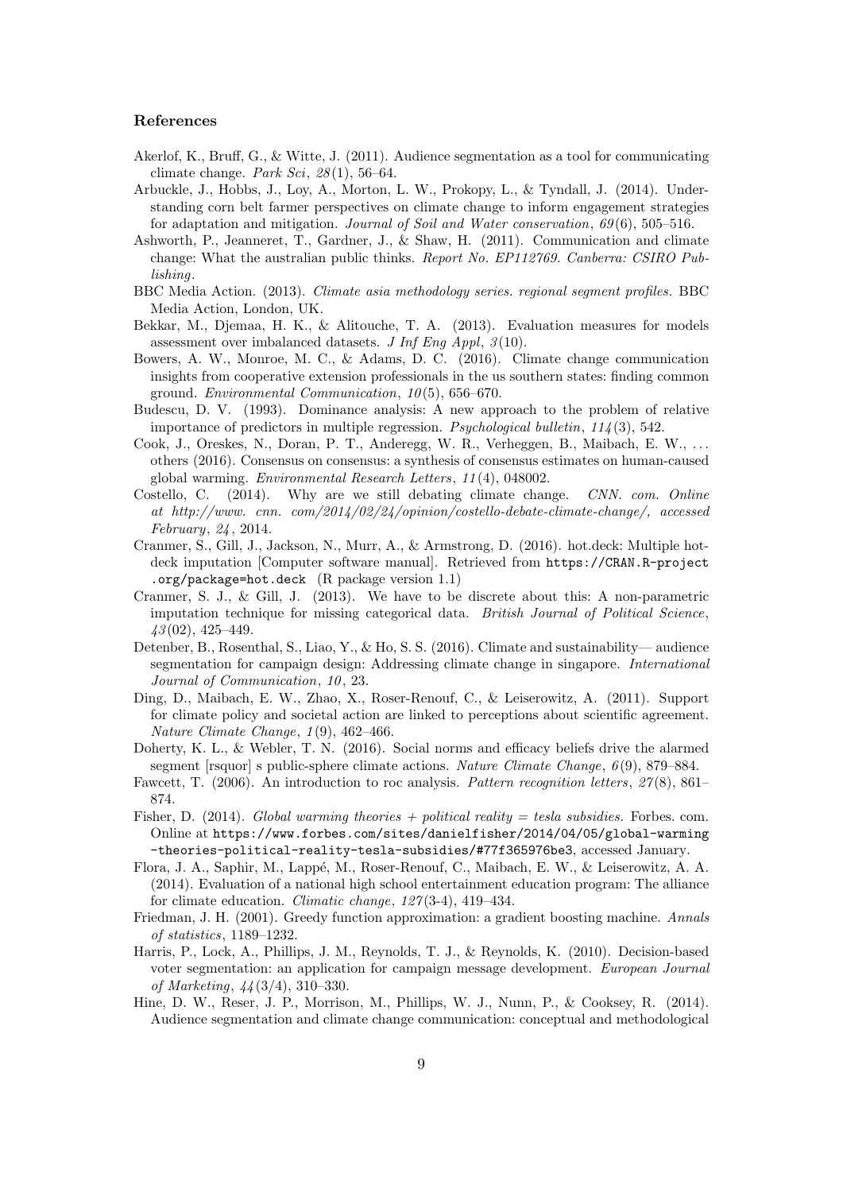### References

Akerlof, K., Bruff, G., & Witte, J. (2011). Audience segmentation as a tool for communicating climate change. *Park Sci*, *28*(1), 56–64.

Arbuckle, J., Hobbs, J., Loy, A., Morton, L. W., Prokopy, L., & Tyndall, J. (2014). Understanding corn belt farmer perspectives on climate change to inform engagement strategies for adaptation and mitigation. *Journal of Soil and Water conservation*, *69*(6), 505–516.

Ashworth, P., Jeanneret, T., Gardner, J., & Shaw, H. (2011). Communication and climate change: What the australian public thinks. *Report No. EP112769. Canberra: CSIRO Publishing*.

BBC Media Action. (2013). *Climate asia methodology series. regional segment profiles.* BBC Media Action, London, UK.

Bekkar, M., Djemaa, H. K., & Alitouche, T. A. (2013). Evaluation measures for models assessment over imbalanced datasets. *J Inf Eng Appl*, *3*(10).

Bowers, A. W., Monroe, M. C., & Adams, D. C. (2016). Climate change communication insights from cooperative extension professionals in the us southern states: finding common ground. *Environmental Communication*, *10*(5), 656–670.

Budescu, D. V. (1993). Dominance analysis: A new approach to the problem of relative importance of predictors in multiple regression. *Psychological bulletin*, *114*(3), 542.

Cook, J., Oreskes, N., Doran, P. T., Anderegg, W. R., Verheggen, B., Maibach, E. W., ... others (2016). Consensus on consensus: a synthesis of consensus estimates on human-caused global warming. *Environmental Research Letters*, *11*(4), 048002.

Costello, C. (2014). Why are we still debating climate change. *CNN. com. Online at http://www. cnn. com/2014/02/24/opinion/costello-debate-climate-change/, accessed February*, *24*, 2014.

Cranmer, S., Gill, J., Jackson, N., Murr, A., & Armstrong, D. (2016). hot.deck: Multiple hot-deck imputation [Computer software manual]. Retrieved from `https://CRAN.R-project.org/package=hot.deck` (R package version 1.1)

Cranmer, S. J., & Gill, J. (2013). We have to be discrete about this: A non-parametric imputation technique for missing categorical data. *British Journal of Political Science*, *43*(02), 425–449.

Detenber, B., Rosenthal, S., Liao, Y., & Ho, S. S. (2016). Climate and sustainability— audience segmentation for campaign design: Addressing climate change in singapore. *International Journal of Communication*, *10*, 23.

Ding, D., Maibach, E. W., Zhao, X., Roser-Renouf, C., & Leiserowitz, A. (2011). Support for climate policy and societal action are linked to perceptions about scientific agreement. *Nature Climate Change*, *1*(9), 462–466.

Doherty, K. L., & Webler, T. N. (2016). Social norms and efficacy beliefs drive the alarmed segment [rsquor] s public-sphere climate actions. *Nature Climate Change*, *6*(9), 879–884.

Fawcett, T. (2006). An introduction to roc analysis. *Pattern recognition letters*, *27*(8), 861–874.

Fisher, D. (2014). *Global warming theories + political reality = tesla subsidies.* Forbes. com. Online at `https://www.forbes.com/sites/danielfisher/2014/04/05/global-warming-theories-political-reality-tesla-subsidies/#77f365976be3`, accessed January.

Flora, J. A., Saphir, M., Lappé, M., Roser-Renouf, C., Maibach, E. W., & Leiserowitz, A. A. (2014). Evaluation of a national high school entertainment education program: The alliance for climate education. *Climatic change*, *127*(3-4), 419–434.

Friedman, J. H. (2001). Greedy function approximation: a gradient boosting machine. *Annals of statistics*, 1189–1232.

Harris, P., Lock, A., Phillips, J. M., Reynolds, T. J., & Reynolds, K. (2010). Decision-based voter segmentation: an application for campaign message development. *European Journal of Marketing*, *44*(3/4), 310–330.

Hine, D. W., Reser, J. P., Morrison, M., Phillips, W. J., Nunn, P., & Cooksey, R. (2014). Audience segmentation and climate change communication: conceptual and methodological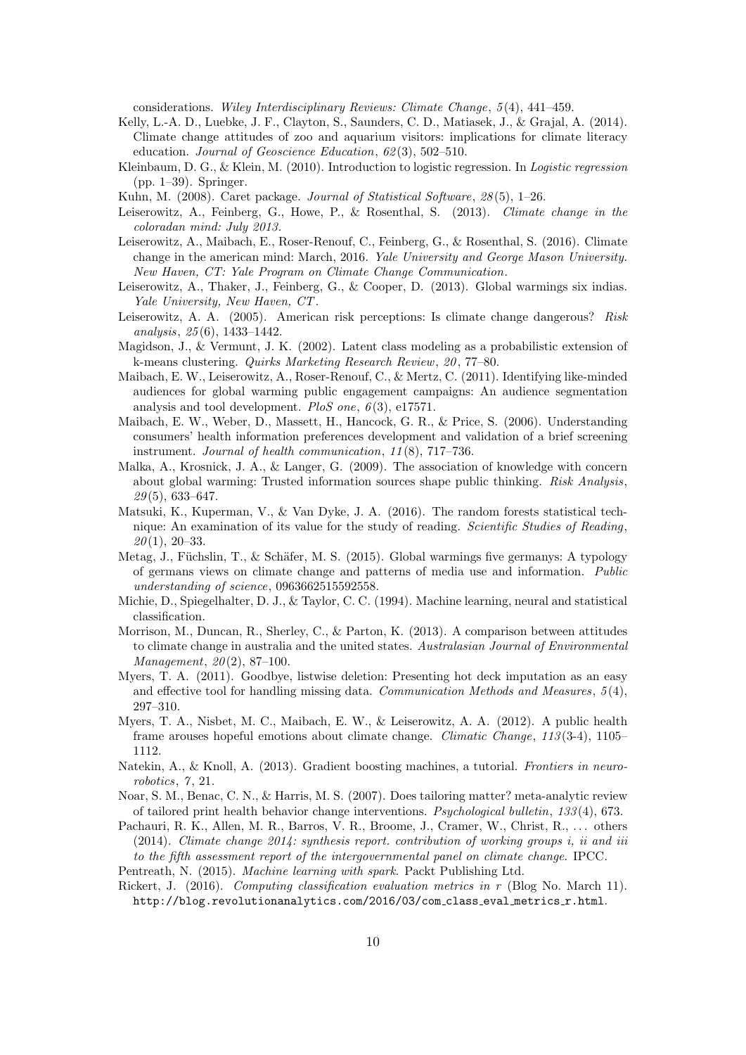considerations. *Wiley Interdisciplinary Reviews: Climate Change*, *5*(4), 441–459.

Kelly, L.-A. D., Luebke, J. F., Clayton, S., Saunders, C. D., Matiasek, J., & Grajal, A. (2014). Climate change attitudes of zoo and aquarium visitors: implications for climate literacy education. *Journal of Geoscience Education*, *62*(3), 502–510.

Kleinbaum, D. G., & Klein, M. (2010). Introduction to logistic regression. In *Logistic regression* (pp. 1–39). Springer.

Kuhn, M. (2008). Caret package. *Journal of Statistical Software*, *28*(5), 1–26.

Leiserowitz, A., Feinberg, G., Howe, P., & Rosenthal, S. (2013). *Climate change in the coloradan mind: July 2013.*

Leiserowitz, A., Maibach, E., Roser-Renouf, C., Feinberg, G., & Rosenthal, S. (2016). Climate change in the american mind: March, 2016. *Yale University and George Mason University. New Haven, CT: Yale Program on Climate Change Communication.*

Leiserowitz, A., Thaker, J., Feinberg, G., & Cooper, D. (2013). Global warmings six indias. *Yale University, New Haven, CT*.

Leiserowitz, A. A. (2005). American risk perceptions: Is climate change dangerous? *Risk analysis*, *25*(6), 1433–1442.

Magidson, J., & Vermunt, J. K. (2002). Latent class modeling as a probabilistic extension of k-means clustering. *Quirks Marketing Research Review*, *20*, 77–80.

Maibach, E. W., Leiserowitz, A., Roser-Renouf, C., & Mertz, C. (2011). Identifying like-minded audiences for global warming public engagement campaigns: An audience segmentation analysis and tool development. *PloS one*, *6*(3), e17571.

Maibach, E. W., Weber, D., Massett, H., Hancock, G. R., & Price, S. (2006). Understanding consumers' health information preferences development and validation of a brief screening instrument. *Journal of health communication*, *11*(8), 717–736.

Malka, A., Krosnick, J. A., & Langer, G. (2009). The association of knowledge with concern about global warming: Trusted information sources shape public thinking. *Risk Analysis*, *29*(5), 633–647.

Matsuki, K., Kuperman, V., & Van Dyke, J. A. (2016). The random forests statistical technique: An examination of its value for the study of reading. *Scientific Studies of Reading*, *20*(1), 20–33.

Metag, J., Füchslin, T., & Schäfer, M. S. (2015). Global warmings five germanys: A typology of germans views on climate change and patterns of media use and information. *Public understanding of science*, 0963662515592558.

Michie, D., Spiegelhalter, D. J., & Taylor, C. C. (1994). Machine learning, neural and statistical classification.

Morrison, M., Duncan, R., Sherley, C., & Parton, K. (2013). A comparison between attitudes to climate change in australia and the united states. *Australasian Journal of Environmental Management*, *20*(2), 87–100.

Myers, T. A. (2011). Goodbye, listwise deletion: Presenting hot deck imputation as an easy and effective tool for handling missing data. *Communication Methods and Measures*, *5*(4), 297–310.

Myers, T. A., Nisbet, M. C., Maibach, E. W., & Leiserowitz, A. A. (2012). A public health frame arouses hopeful emotions about climate change. *Climatic Change*, *113*(3-4), 1105–1112.

Natekin, A., & Knoll, A. (2013). Gradient boosting machines, a tutorial. *Frontiers in neurorobotics*, *7*, 21.

Noar, S. M., Benac, C. N., & Harris, M. S. (2007). Does tailoring matter? meta-analytic review of tailored print health behavior change interventions. *Psychological bulletin*, *133*(4), 673.

Pachauri, R. K., Allen, M. R., Barros, V. R., Broome, J., Cramer, W., Christ, R., ... others (2014). *Climate change 2014: synthesis report. contribution of working groups i, ii and iii to the fifth assessment report of the intergovernmental panel on climate change.* IPCC.

Pentreath, N. (2015). *Machine learning with spark*. Packt Publishing Ltd.

Rickert, J. (2016). *Computing classification evaluation metrics in r* (Blog No. March 11). http://blog.revolutionanalytics.com/2016/03/com_class_eval_metrics_r.html.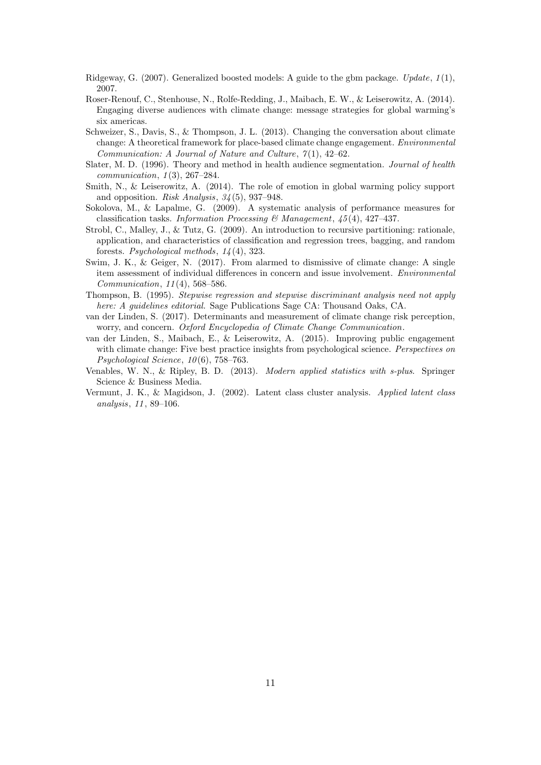Ridgeway, G. (2007). Generalized boosted models: A guide to the gbm package. *Update*, *1*(1), 2007.

Roser-Renouf, C., Stenhouse, N., Rolfe-Redding, J., Maibach, E. W., & Leiserowitz, A. (2014). Engaging diverse audiences with climate change: message strategies for global warming's six americas.

Schweizer, S., Davis, S., & Thompson, J. L. (2013). Changing the conversation about climate change: A theoretical framework for place-based climate change engagement. *Environmental Communication: A Journal of Nature and Culture*, *7*(1), 42–62.

Slater, M. D. (1996). Theory and method in health audience segmentation. *Journal of health communication*, *1*(3), 267–284.

Smith, N., & Leiserowitz, A. (2014). The role of emotion in global warming policy support and opposition. *Risk Analysis*, *34*(5), 937–948.

Sokolova, M., & Lapalme, G. (2009). A systematic analysis of performance measures for classification tasks. *Information Processing & Management*, *45*(4), 427–437.

Strobl, C., Malley, J., & Tutz, G. (2009). An introduction to recursive partitioning: rationale, application, and characteristics of classification and regression trees, bagging, and random forests. *Psychological methods*, *14*(4), 323.

Swim, J. K., & Geiger, N. (2017). From alarmed to dismissive of climate change: A single item assessment of individual differences in concern and issue involvement. *Environmental Communication*, *11*(4), 568–586.

Thompson, B. (1995). *Stepwise regression and stepwise discriminant analysis need not apply here: A guidelines editorial*. Sage Publications Sage CA: Thousand Oaks, CA.

van der Linden, S. (2017). Determinants and measurement of climate change risk perception, worry, and concern. *Oxford Encyclopedia of Climate Change Communication*.

van der Linden, S., Maibach, E., & Leiserowitz, A. (2015). Improving public engagement with climate change: Five best practice insights from psychological science. *Perspectives on Psychological Science*, *10*(6), 758–763.

Venables, W. N., & Ripley, B. D. (2013). *Modern applied statistics with s-plus*. Springer Science & Business Media.

Vermunt, J. K., & Magidson, J. (2002). Latent class cluster analysis. *Applied latent class analysis*, *11*, 89–106.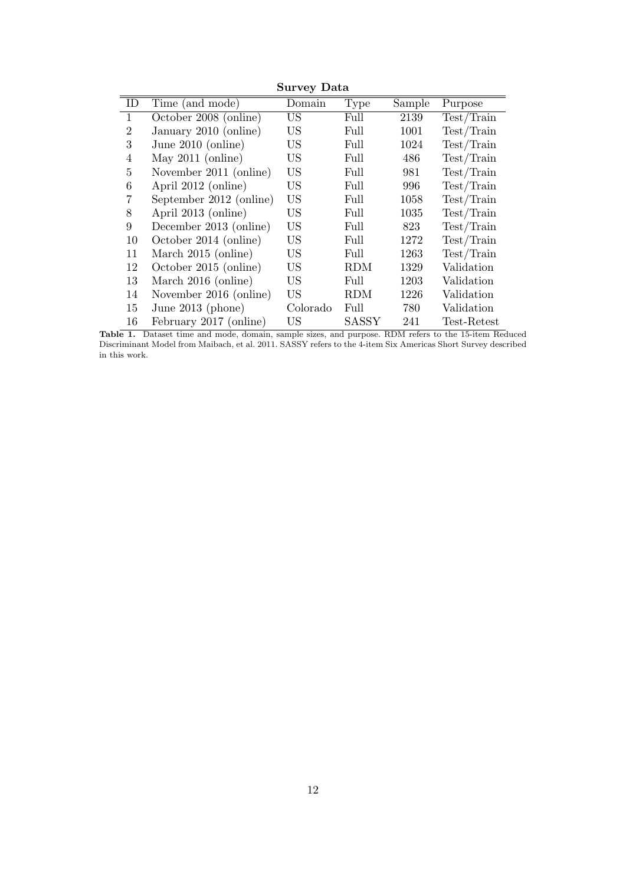**Survey Data**

| ID | Time (and mode) | Domain | Type | Sample | Purpose |
|---|---|---|---|---|---|
| 1 | October 2008 (online) | US | Full | 2139 | Test/Train |
| 2 | January 2010 (online) | US | Full | 1001 | Test/Train |
| 3 | June 2010 (online) | US | Full | 1024 | Test/Train |
| 4 | May 2011 (online) | US | Full | 486 | Test/Train |
| 5 | November 2011 (online) | US | Full | 981 | Test/Train |
| 6 | April 2012 (online) | US | Full | 996 | Test/Train |
| 7 | September 2012 (online) | US | Full | 1058 | Test/Train |
| 8 | April 2013 (online) | US | Full | 1035 | Test/Train |
| 9 | December 2013 (online) | US | Full | 823 | Test/Train |
| 10 | October 2014 (online) | US | Full | 1272 | Test/Train |
| 11 | March 2015 (online) | US | Full | 1263 | Test/Train |
| 12 | October 2015 (online) | US | RDM | 1329 | Validation |
| 13 | March 2016 (online) | US | Full | 1203 | Validation |
| 14 | November 2016 (online) | US | RDM | 1226 | Validation |
| 15 | June 2013 (phone) | Colorado | Full | 780 | Validation |
| 16 | February 2017 (online) | US | SASSY | 241 | Test-Retest |

**Table 1.** Dataset time and mode, domain, sample sizes, and purpose. RDM refers to the 15-item Reduced Discriminant Model from Maibach, et al. 2011. SASSY refers to the 4-item Six Americas Short Survey described in this work.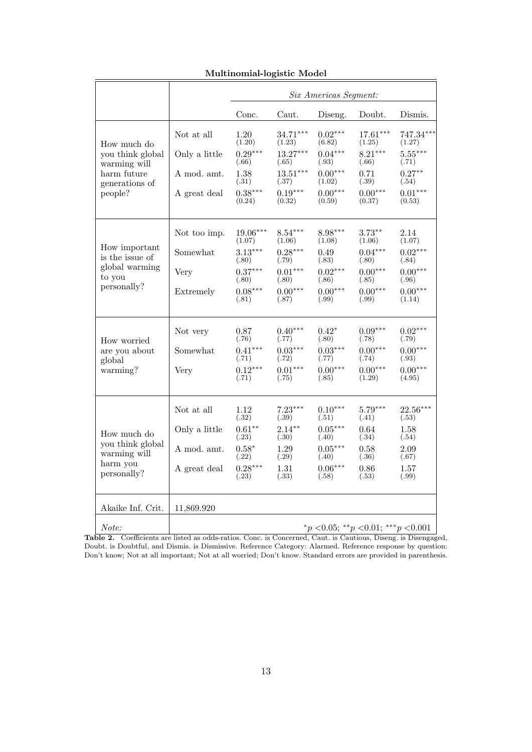**Multinomial-logistic Model**

| | | *Six Americas Segment:* | | | | |
|---|---|---|---|---|---|---|
| | | Conc. | Caut. | Diseng. | Doubt. | Dismis. |
| How much do you think global warming will harm future generations of people? | Not at all | 1.20 (1.20) | $34.71^{***}$ (1.23) | $0.02^{***}$ (6.82) | $17.61^{***}$ (1.25) | $747.34^{***}$ (1.27) |
| | Only a little | $0.29^{***}$ (.66) | $13.27^{***}$ (.65) | $0.04^{***}$ (.93) | $8.21^{***}$ (.66) | $5.55^{***}$ (.71) |
| | A mod. amt. | 1.38 (.31) | $13.51^{***}$ (.37) | $0.00^{***}$ (1.02) | 0.71 (.39) | $0.27^{**}$ (.54) |
| | A great deal | $0.38^{***}$ (0.24) | $0.19^{***}$ (0.32) | $0.00^{***}$ (0.59) | $0.00^{***}$ (0.37) | $0.01^{***}$ (0.53) |
| How important is the issue of global warming to you personally? | Not too imp. | $19.06^{***}$ (1.07) | $8.54^{***}$ (1.06) | $8.98^{***}$ (1.08) | $3.73^{**}$ (1.06) | 2.14 (1.07) |
| | Somewhat | $3.13^{***}$ (.80) | $0.28^{***}$ (.79) | 0.49 (.83) | $0.04^{***}$ (.80) | $0.02^{***}$ (.84) |
| | Very | $0.37^{***}$ (.80) | $0.01^{***}$ (.80) | $0.02^{***}$ (.86) | $0.00^{***}$ (.85) | $0.00^{***}$ (.96) |
| | Extremely | $0.08^{***}$ (.81) | $0.00^{***}$ (.87) | $0.00^{***}$ (.99) | $0.00^{***}$ (.99) | $0.00^{***}$ (1.14) |
| How worried are you about global warming? | Not very | 0.87 (.76) | $0.40^{***}$ (.77) | $0.42^{*}$ (.80) | $0.09^{***}$ (.78) | $0.02^{***}$ (.79) |
| | Somewhat | $0.41^{***}$ (.71) | $0.03^{***}$ (.72) | $0.03^{***}$ (.77) | $0.00^{***}$ (.74) | $0.00^{***}$ (.93) |
| | Very | $0.12^{***}$ (.71) | $0.01^{***}$ (.75) | $0.00^{***}$ (.85) | $0.00^{***}$ (1.29) | $0.00^{***}$ (4.95) |
| How much do you think global warming will harm you personally? | Not at all | 1.12 (.32) | $7.23^{***}$ (.39) | $0.10^{***}$ (.51) | $5.79^{***}$ (.41) | $22.56^{***}$ (.53) |
| | Only a little | $0.61^{**}$ (.23) | $2.14^{**}$ (.30) | $0.05^{***}$ (.40) | 0.64 (.34) | 1.58 (.54) |
| | A mod. amt. | $0.58^{*}$ (.22) | 1.29 (.29) | $0.05^{***}$ (.40) | 0.58 (.36) | 2.09 (.67) |
| | A great deal | $0.28^{***}$ (.23) | 1.31 (.33) | $0.06^{***}$ (.58) | 0.86 (.53) | 1.57 (.99) |
| Akaike Inf. Crit. | 11,869.920 | | | | | |
| *Note:* | | | | | | $^{*}p<0.05$; $^{**}p<0.01$; $^{***}p<0.001$ |

**Table 2.** Coefficients are listed as odds-ratios. Conc. is Concerned, Caut. is Cautious, Diseng. is Disengaged, Doubt. is Doubtful, and Dismis. is Dismissive. Reference Category: Alarmed. Reference response by question: Don't know; Not at all important; Not at all worried; Don't know. Standard errors are provided in parenthesis.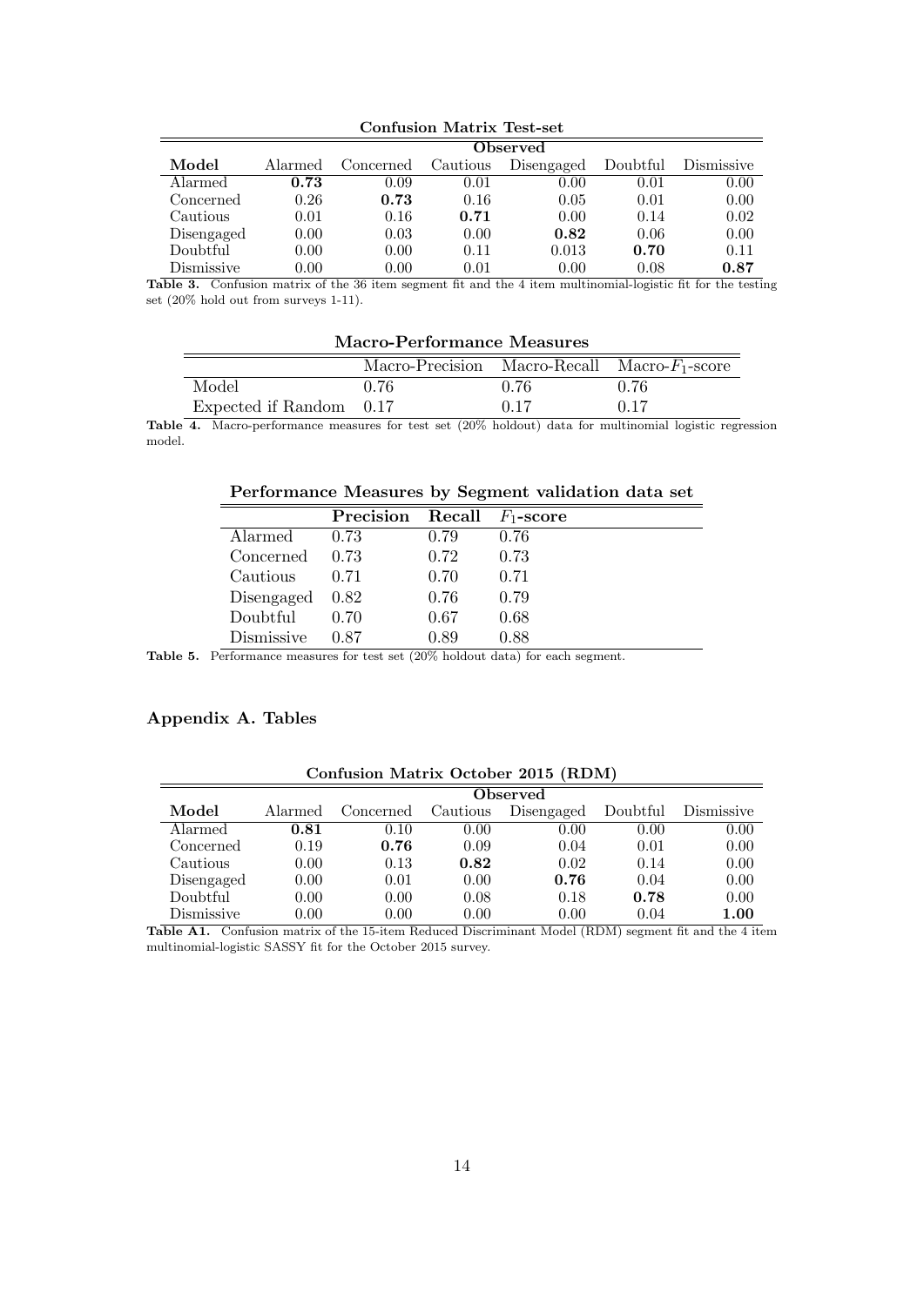**Confusion Matrix Test-set**

| Model | Observed | | | | | |
|---|---|---|---|---|---|---|
| | Alarmed | Concerned | Cautious | Disengaged | Doubtful | Dismissive |
| Alarmed | **0.73** | 0.09 | 0.01 | 0.00 | 0.01 | 0.00 |
| Concerned | 0.26 | **0.73** | 0.16 | 0.05 | 0.01 | 0.00 |
| Cautious | 0.01 | 0.16 | **0.71** | 0.00 | 0.14 | 0.02 |
| Disengaged | 0.00 | 0.03 | 0.00 | **0.82** | 0.06 | 0.00 |
| Doubtful | 0.00 | 0.00 | 0.11 | 0.013 | **0.70** | 0.11 |
| Dismissive | 0.00 | 0.00 | 0.01 | 0.00 | 0.08 | **0.87** |

**Table 3.** Confusion matrix of the 36 item segment fit and the 4 item multinomial-logistic fit for the testing set (20% hold out from surveys 1-11).

**Macro-Performance Measures**

| | Macro-Precision | Macro-Recall | Macro-$F_1$-score |
|---|---|---|---|
| Model | 0.76 | 0.76 | 0.76 |
| Expected if Random | 0.17 | 0.17 | 0.17 |

**Table 4.** Macro-performance measures for test set (20% holdout) data for multinomial logistic regression model.

**Performance Measures by Segment validation data set**

| | **Precision** | **Recall** | **$F_1$-score** |
|---|---|---|---|
| Alarmed | 0.73 | 0.79 | 0.76 |
| Concerned | 0.73 | 0.72 | 0.73 |
| Cautious | 0.71 | 0.70 | 0.71 |
| Disengaged | 0.82 | 0.76 | 0.79 |
| Doubtful | 0.70 | 0.67 | 0.68 |
| Dismissive | 0.87 | 0.89 | 0.88 |

**Table 5.** Performance measures for test set (20% holdout data) for each segment.

## Appendix A. Tables

**Confusion Matrix October 2015 (RDM)**

| Model | Observed | | | | | |
|---|---|---|---|---|---|---|
| | Alarmed | Concerned | Cautious | Disengaged | Doubtful | Dismissive |
| Alarmed | **0.81** | 0.10 | 0.00 | 0.00 | 0.00 | 0.00 |
| Concerned | 0.19 | **0.76** | 0.09 | 0.04 | 0.01 | 0.00 |
| Cautious | 0.00 | 0.13 | **0.82** | 0.02 | 0.14 | 0.00 |
| Disengaged | 0.00 | 0.01 | 0.00 | **0.76** | 0.04 | 0.00 |
| Doubtful | 0.00 | 0.00 | 0.08 | 0.18 | **0.78** | 0.00 |
| Dismissive | 0.00 | 0.00 | 0.00 | 0.00 | 0.04 | **1.00** |

**Table A1.** Confusion matrix of the 15-item Reduced Discriminant Model (RDM) segment fit and the 4 item multinomial-logistic SASSY fit for the October 2015 survey.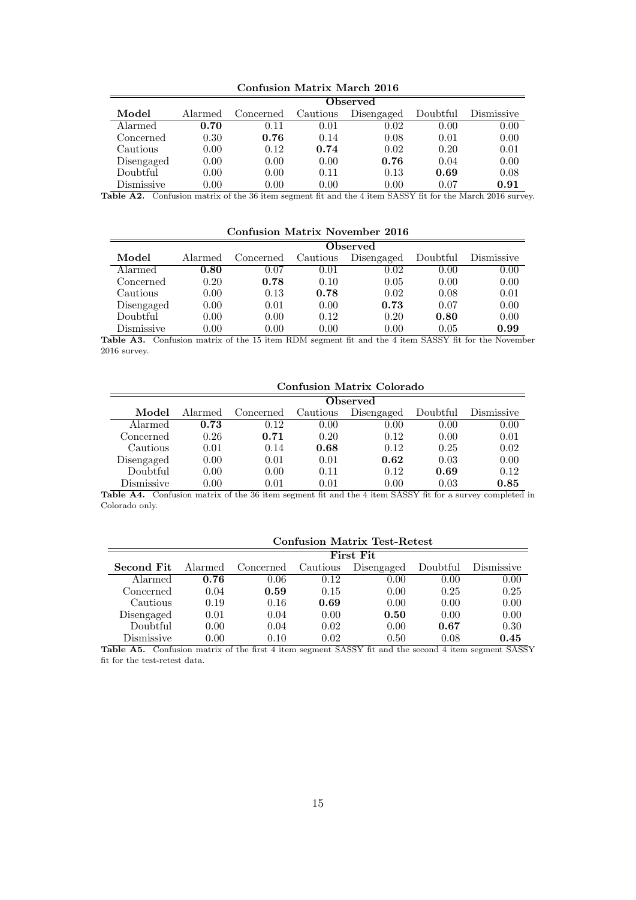**Confusion Matrix March 2016**

| | **Observed** | | | | | |
|---|---|---|---|---|---|---|
| **Model** | Alarmed | Concerned | Cautious | Disengaged | Doubtful | Dismissive |
| Alarmed | **0.70** | 0.11 | 0.01 | 0.02 | 0.00 | 0.00 |
| Concerned | 0.30 | **0.76** | 0.14 | 0.08 | 0.01 | 0.00 |
| Cautious | 0.00 | 0.12 | **0.74** | 0.02 | 0.20 | 0.01 |
| Disengaged | 0.00 | 0.00 | 0.00 | **0.76** | 0.04 | 0.00 |
| Doubtful | 0.00 | 0.00 | 0.11 | 0.13 | **0.69** | 0.08 |
| Dismissive | 0.00 | 0.00 | 0.00 | 0.00 | 0.07 | **0.91** |

**Table A2.** Confusion matrix of the 36 item segment fit and the 4 item SASSY fit for the March 2016 survey.

**Confusion Matrix November 2016**

| | **Observed** | | | | | |
|---|---|---|---|---|---|---|
| **Model** | Alarmed | Concerned | Cautious | Disengaged | Doubtful | Dismissive |
| Alarmed | **0.80** | 0.07 | 0.01 | 0.02 | 0.00 | 0.00 |
| Concerned | 0.20 | **0.78** | 0.10 | 0.05 | 0.00 | 0.00 |
| Cautious | 0.00 | 0.13 | **0.78** | 0.02 | 0.08 | 0.01 |
| Disengaged | 0.00 | 0.01 | 0.00 | **0.73** | 0.07 | 0.00 |
| Doubtful | 0.00 | 0.00 | 0.12 | 0.20 | **0.80** | 0.00 |
| Dismissive | 0.00 | 0.00 | 0.00 | 0.00 | 0.05 | **0.99** |

**Table A3.** Confusion matrix of the 15 item RDM segment fit and the 4 item SASSY fit for the November 2016 survey.

**Confusion Matrix Colorado**

| | **Observed** | | | | | |
|---|---|---|---|---|---|---|
| **Model** | Alarmed | Concerned | Cautious | Disengaged | Doubtful | Dismissive |
| Alarmed | **0.73** | 0.12 | 0.00 | 0.00 | 0.00 | 0.00 |
| Concerned | 0.26 | **0.71** | 0.20 | 0.12 | 0.00 | 0.01 |
| Cautious | 0.01 | 0.14 | **0.68** | 0.12 | 0.25 | 0.02 |
| Disengaged | 0.00 | 0.01 | 0.01 | **0.62** | 0.03 | 0.00 |
| Doubtful | 0.00 | 0.00 | 0.11 | 0.12 | **0.69** | 0.12 |
| Dismissive | 0.00 | 0.01 | 0.01 | 0.00 | 0.03 | **0.85** |

**Table A4.** Confusion matrix of the 36 item segment fit and the 4 item SASSY fit for a survey completed in Colorado only.

**Confusion Matrix Test-Retest**

| | **First Fit** | | | | | |
|---|---|---|---|---|---|---|
| **Second Fit** | Alarmed | Concerned | Cautious | Disengaged | Doubtful | Dismissive |
| Alarmed | **0.76** | 0.06 | 0.12 | 0.00 | 0.00 | 0.00 |
| Concerned | 0.04 | **0.59** | 0.15 | 0.00 | 0.25 | 0.25 |
| Cautious | 0.19 | 0.16 | **0.69** | 0.00 | 0.00 | 0.00 |
| Disengaged | 0.01 | 0.04 | 0.00 | **0.50** | 0.00 | 0.00 |
| Doubtful | 0.00 | 0.04 | 0.02 | 0.00 | **0.67** | 0.30 |
| Dismissive | 0.00 | 0.10 | 0.02 | 0.50 | 0.08 | **0.45** |

**Table A5.** Confusion matrix of the first 4 item segment SASSY fit and the second 4 item segment SASSY fit for the test-retest data.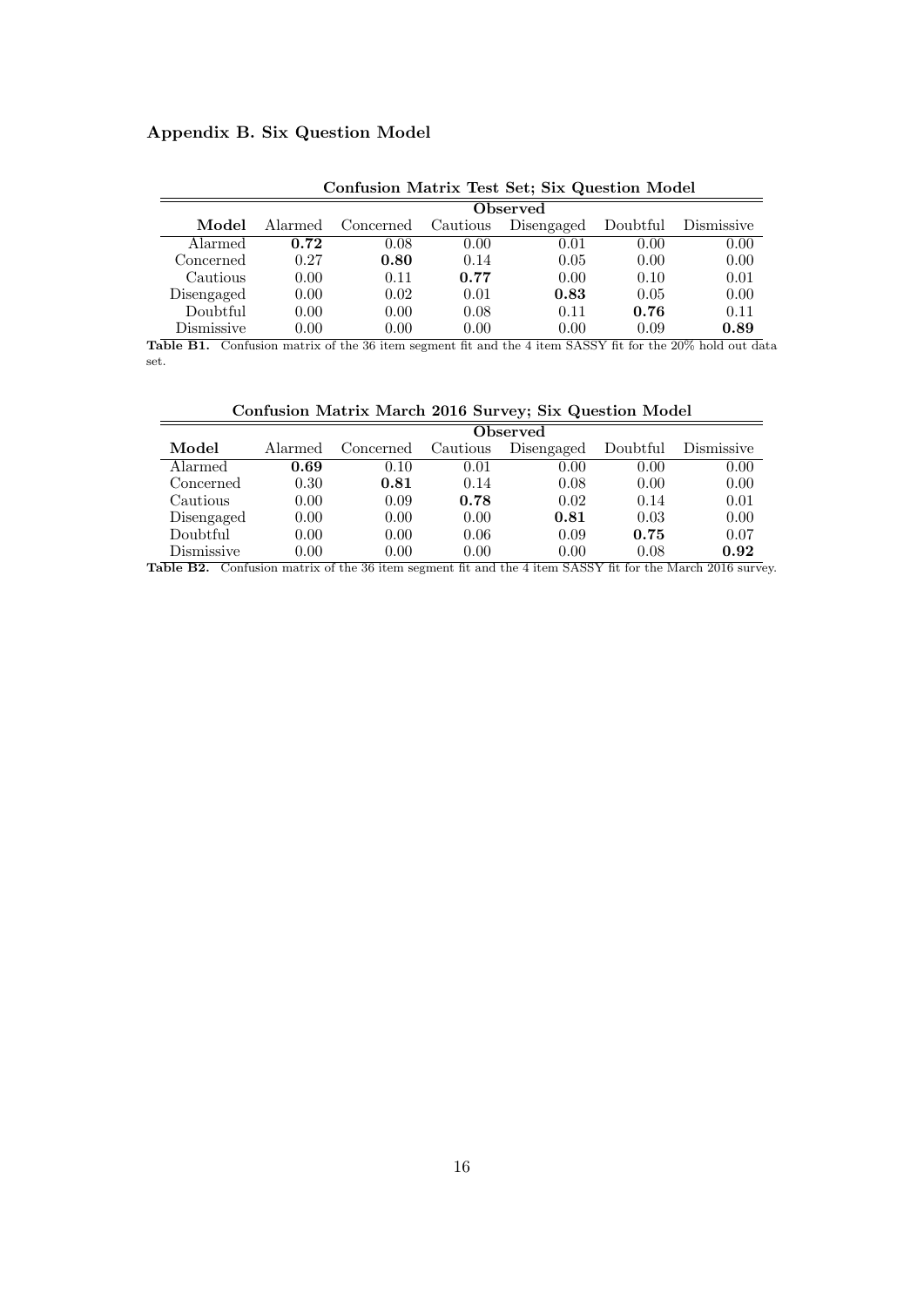## Appendix B. Six Question Model

**Confusion Matrix Test Set; Six Question Model**

| | Observed | | | | | |
|---|---|---|---|---|---|---|
| **Model** | Alarmed | Concerned | Cautious | Disengaged | Doubtful | Dismissive |
| Alarmed | **0.72** | 0.08 | 0.00 | 0.01 | 0.00 | 0.00 |
| Concerned | 0.27 | **0.80** | 0.14 | 0.05 | 0.00 | 0.00 |
| Cautious | 0.00 | 0.11 | **0.77** | 0.00 | 0.10 | 0.01 |
| Disengaged | 0.00 | 0.02 | 0.01 | **0.83** | 0.05 | 0.00 |
| Doubtful | 0.00 | 0.00 | 0.08 | 0.11 | **0.76** | 0.11 |
| Dismissive | 0.00 | 0.00 | 0.00 | 0.00 | 0.09 | **0.89** |

**Table B1.** Confusion matrix of the 36 item segment fit and the 4 item SASSY fit for the 20% hold out data set.

**Confusion Matrix March 2016 Survey; Six Question Model**

| | Observed | | | | | |
|---|---|---|---|---|---|---|
| **Model** | Alarmed | Concerned | Cautious | Disengaged | Doubtful | Dismissive |
| Alarmed | **0.69** | 0.10 | 0.01 | 0.00 | 0.00 | 0.00 |
| Concerned | 0.30 | **0.81** | 0.14 | 0.08 | 0.00 | 0.00 |
| Cautious | 0.00 | 0.09 | **0.78** | 0.02 | 0.14 | 0.01 |
| Disengaged | 0.00 | 0.00 | 0.00 | **0.81** | 0.03 | 0.00 |
| Doubtful | 0.00 | 0.00 | 0.06 | 0.09 | **0.75** | 0.07 |
| Dismissive | 0.00 | 0.00 | 0.00 | 0.00 | 0.08 | **0.92** |

**Table B2.** Confusion matrix of the 36 item segment fit and the 4 item SASSY fit for the March 2016 survey.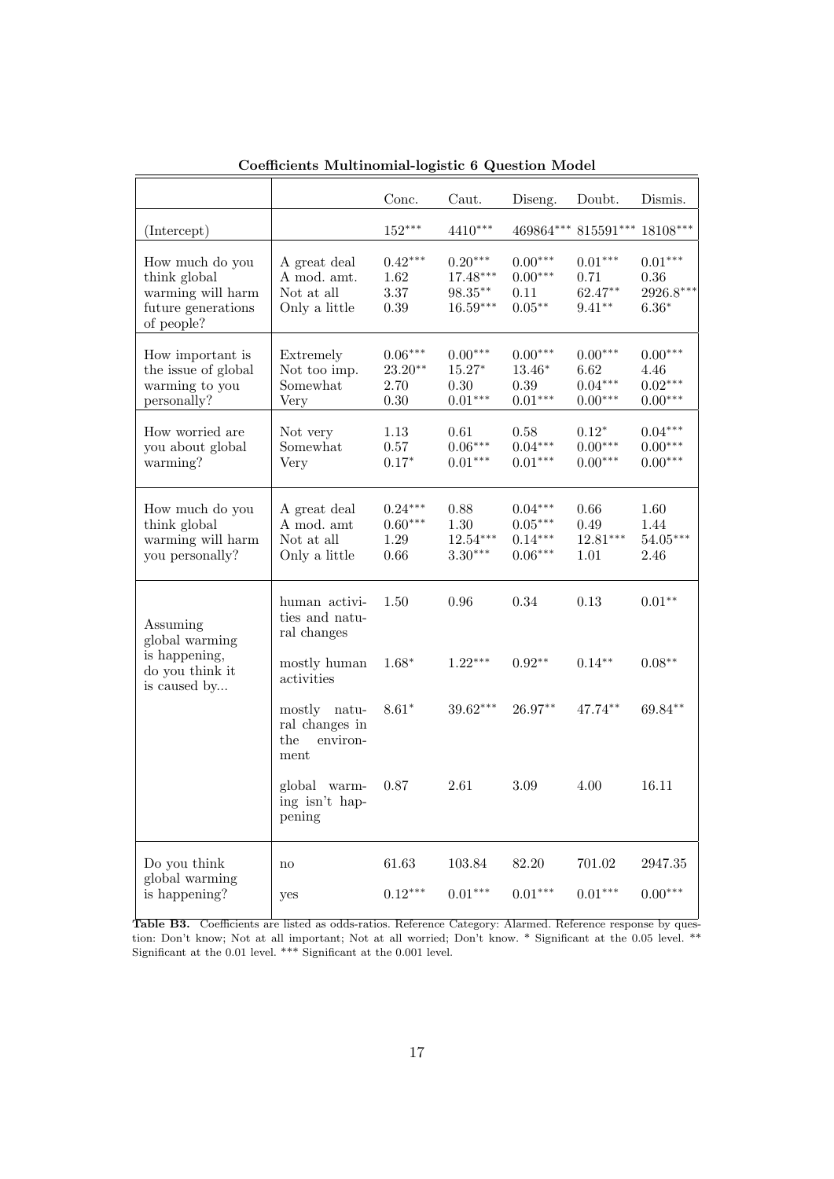**Coefficients Multinomial-logistic 6 Question Model**

| | | Conc. | Caut. | Diseng. | Doubt. | Dismis. |
|---|---|---|---|---|---|---|
| (Intercept) | | $152^{***}$ | $4410^{***}$ | $469864^{***}$ | $815591^{***}$ | $18108^{***}$ |
| How much do you think global warming will harm future generations of people? | A great deal | $0.42^{***}$ | $0.20^{***}$ | $0.00^{***}$ | $0.01^{***}$ | $0.01^{***}$ |
| | A mod. amt. | 1.62 | $17.48^{***}$ | $0.00^{***}$ | 0.71 | 0.36 |
| | Not at all | 3.37 | $98.35^{**}$ | 0.11 | $62.47^{**}$ | $2926.8^{***}$ |
| | Only a little | 0.39 | $16.59^{***}$ | $0.05^{**}$ | $9.41^{**}$ | $6.36^{*}$ |
| How important is the issue of global warming to you personally? | Extremely | $0.06^{***}$ | $0.00^{***}$ | $0.00^{***}$ | $0.00^{***}$ | $0.00^{***}$ |
| | Not too imp. | $23.20^{**}$ | $15.27^{*}$ | $13.46^{*}$ | 6.62 | 4.46 |
| | Somewhat | 2.70 | 0.30 | 0.39 | $0.04^{***}$ | $0.02^{***}$ |
| | Very | 0.30 | $0.01^{***}$ | $0.01^{***}$ | $0.00^{***}$ | $0.00^{***}$ |
| How worried are you about global warming? | Not very | 1.13 | 0.61 | 0.58 | $0.12^{*}$ | $0.04^{***}$ |
| | Somewhat | 0.57 | $0.06^{***}$ | $0.04^{***}$ | $0.00^{***}$ | $0.00^{***}$ |
| | Very | $0.17^{*}$ | $0.01^{***}$ | $0.01^{***}$ | $0.00^{***}$ | $0.00^{***}$ |
| How much do you think global warming will harm you personally? | A great deal | $0.24^{***}$ | 0.88 | $0.04^{***}$ | 0.66 | 1.60 |
| | A mod. amt | $0.60^{***}$ | 1.30 | $0.05^{***}$ | 0.49 | 1.44 |
| | Not at all | 1.29 | $12.54^{***}$ | $0.14^{***}$ | $12.81^{***}$ | $54.05^{***}$ |
| | Only a little | 0.66 | $3.30^{***}$ | $0.06^{***}$ | 1.01 | 2.46 |
| Assuming global warming is happening, do you think it is caused by... | human activities and natural changes | 1.50 | 0.96 | 0.34 | 0.13 | $0.01^{**}$ |
| | mostly human activities | $1.68^{*}$ | $1.22^{***}$ | $0.92^{**}$ | $0.14^{**}$ | $0.08^{**}$ |
| | mostly natural changes in the environment | $8.61^{*}$ | $39.62^{***}$ | $26.97^{**}$ | $47.74^{**}$ | $69.84^{**}$ |
| | global warming isn't happening | 0.87 | 2.61 | 3.09 | 4.00 | 16.11 |
| Do you think global warming is happening? | no | 61.63 | 103.84 | 82.20 | 701.02 | 2947.35 |
| | yes | $0.12^{***}$ | $0.01^{***}$ | $0.01^{***}$ | $0.01^{***}$ | $0.00^{***}$ |

**Table B3.** Coefficients are listed as odds-ratios. Reference Category: Alarmed. Reference response by question: Don't know; Not at all important; Not at all worried; Don't know. * Significant at the 0.05 level. ** Significant at the 0.01 level. *** Significant at the 0.001 level.